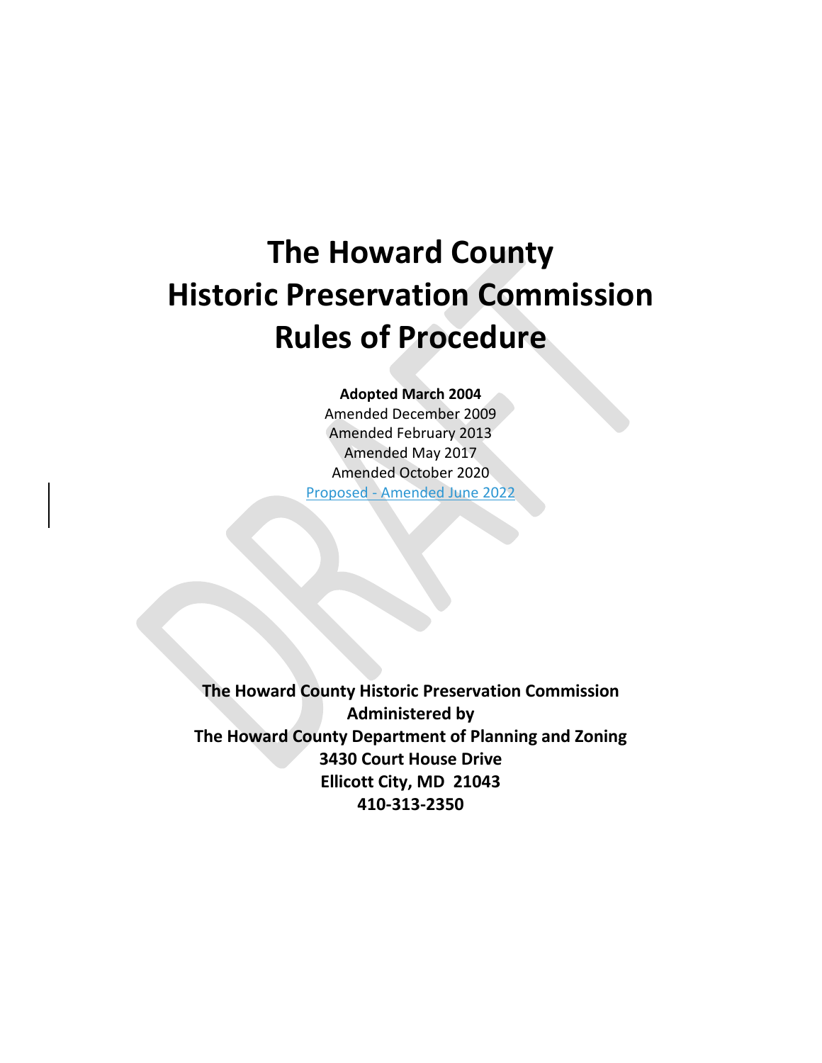# The Howard County Historic Preservation Commission Rules of Procedure

**Adopted March 2004**
Amended December 2009
Amended February 2013
Amended May 2017
Amended October 2020
Proposed - Amended June 2022

**The Howard County Historic Preservation Commission**
**Administered by**
**The Howard County Department of Planning and Zoning**
**3430 Court House Drive**
**Ellicott City, MD 21043**
**410-313-2350**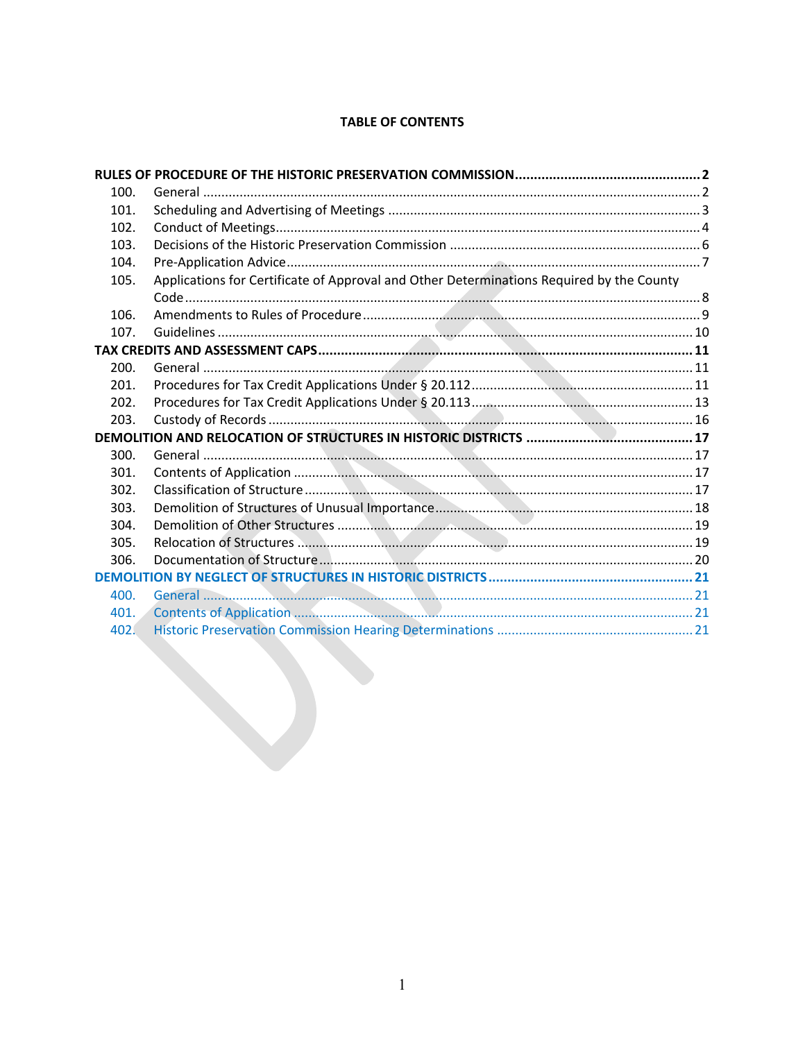## TABLE OF CONTENTS

**RULES OF PROCEDURE OF THE HISTORIC PRESERVATION COMMISSION .......... 2**

- 100. General .......... 2
- 101. Scheduling and Advertising of Meetings .......... 3
- 102. Conduct of Meetings .......... 4
- 103. Decisions of the Historic Preservation Commission .......... 6
- 104. Pre-Application Advice .......... 7
- 105. Applications for Certificate of Approval and Other Determinations Required by the County Code .......... 8
- 106. Amendments to Rules of Procedure .......... 9
- 107. Guidelines .......... 10

**TAX CREDITS AND ASSESSMENT CAPS .......... 11**

- 200. General .......... 11
- 201. Procedures for Tax Credit Applications Under § 20.112 .......... 11
- 202. Procedures for Tax Credit Applications Under § 20.113 .......... 13
- 203. Custody of Records .......... 16

**DEMOLITION AND RELOCATION OF STRUCTURES IN HISTORIC DISTRICTS .......... 17**

- 300. General .......... 17
- 301. Contents of Application .......... 17
- 302. Classification of Structure .......... 17
- 303. Demolition of Structures of Unusual Importance .......... 18
- 304. Demolition of Other Structures .......... 19
- 305. Relocation of Structures .......... 19
- 306. Documentation of Structure .......... 20

**DEMOLITION BY NEGLECT OF STRUCTURES IN HISTORIC DISTRICTS .......... 21**

- 400. General .......... 21
- 401. Contents of Application .......... 21
- 402. Historic Preservation Commission Hearing Determinations .......... 21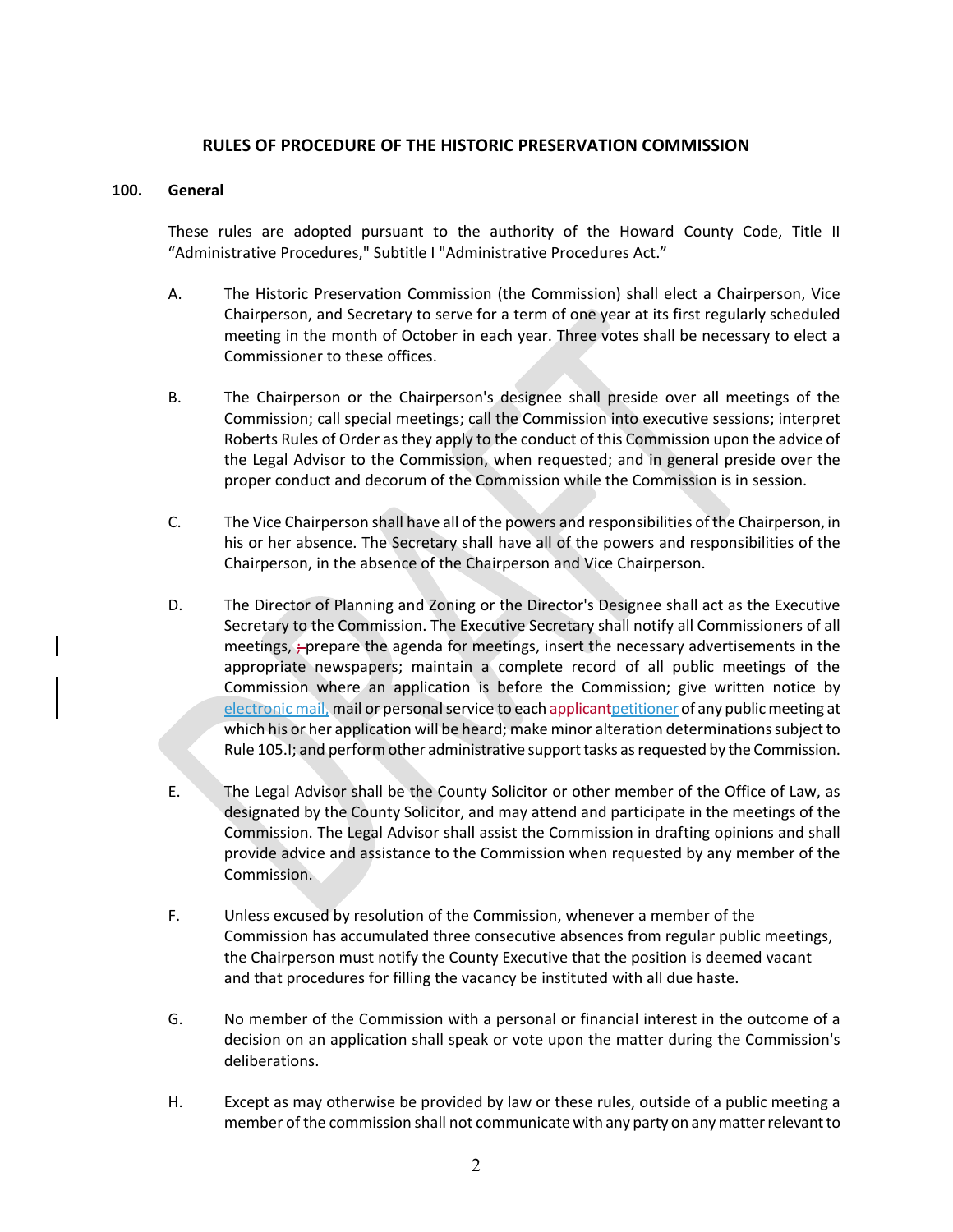## RULES OF PROCEDURE OF THE HISTORIC PRESERVATION COMMISSION

### 100. General

These rules are adopted pursuant to the authority of the Howard County Code, Title II "Administrative Procedures," Subtitle I "Administrative Procedures Act."

A. The Historic Preservation Commission (the Commission) shall elect a Chairperson, Vice Chairperson, and Secretary to serve for a term of one year at its first regularly scheduled meeting in the month of October in each year. Three votes shall be necessary to elect a Commissioner to these offices.

B. The Chairperson or the Chairperson's designee shall preside over all meetings of the Commission; call special meetings; call the Commission into executive sessions; interpret Roberts Rules of Order as they apply to the conduct of this Commission upon the advice of the Legal Advisor to the Commission, when requested; and in general preside over the proper conduct and decorum of the Commission while the Commission is in session.

C. The Vice Chairperson shall have all of the powers and responsibilities of the Chairperson, in his or her absence. The Secretary shall have all of the powers and responsibilities of the Chairperson, in the absence of the Chairperson and Vice Chairperson.

D. The Director of Planning and Zoning or the Director's Designee shall act as the Executive Secretary to the Commission. The Executive Secretary shall notify all Commissioners of all meetings, ~~;~~ prepare the agenda for meetings, insert the necessary advertisements in the appropriate newspapers; maintain a complete record of all public meetings of the Commission where an application is before the Commission; give written notice by electronic mail, mail or personal service to each ~~applicant~~petitioner of any public meeting at which his or her application will be heard; make minor alteration determinations subject to Rule 105.I; and perform other administrative support tasks as requested by the Commission.

E. The Legal Advisor shall be the County Solicitor or other member of the Office of Law, as designated by the County Solicitor, and may attend and participate in the meetings of the Commission. The Legal Advisor shall assist the Commission in drafting opinions and shall provide advice and assistance to the Commission when requested by any member of the Commission.

F. Unless excused by resolution of the Commission, whenever a member of the Commission has accumulated three consecutive absences from regular public meetings, the Chairperson must notify the County Executive that the position is deemed vacant and that procedures for filling the vacancy be instituted with all due haste.

G. No member of the Commission with a personal or financial interest in the outcome of a decision on an application shall speak or vote upon the matter during the Commission's deliberations.

H. Except as may otherwise be provided by law or these rules, outside of a public meeting a member of the commission shall not communicate with any party on any matter relevant to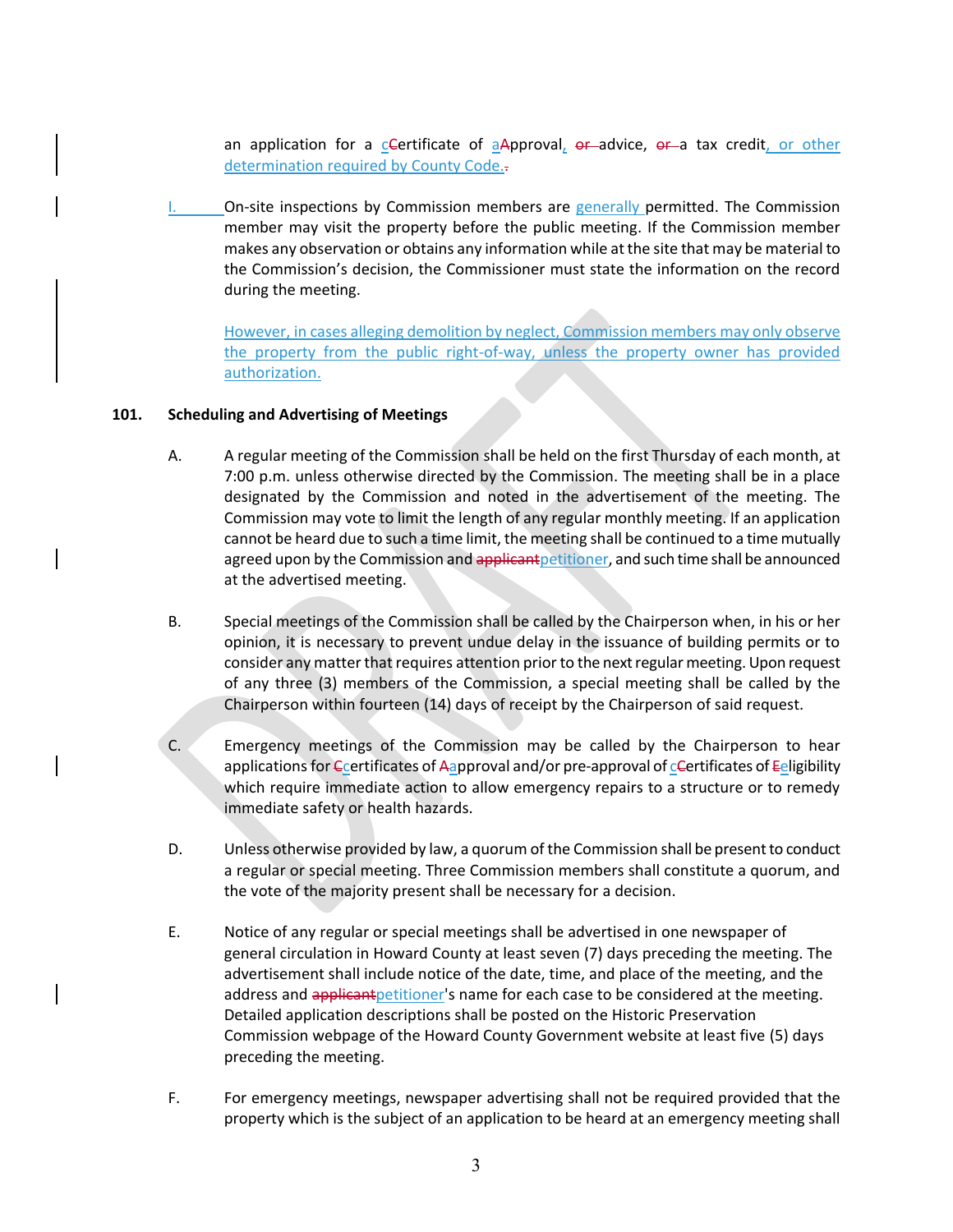an application for a cCertificate of aApproval, or advice, or a tax credit, or other determination required by County Code..

I. On-site inspections by Commission members are generally permitted. The Commission member may visit the property before the public meeting. If the Commission member makes any observation or obtains any information while at the site that may be material to the Commission's decision, the Commissioner must state the information on the record during the meeting.

However, in cases alleging demolition by neglect, Commission members may only observe the property from the public right-of-way, unless the property owner has provided authorization.

**101. Scheduling and Advertising of Meetings**

A. A regular meeting of the Commission shall be held on the first Thursday of each month, at 7:00 p.m. unless otherwise directed by the Commission. The meeting shall be in a place designated by the Commission and noted in the advertisement of the meeting. The Commission may vote to limit the length of any regular monthly meeting. If an application cannot be heard due to such a time limit, the meeting shall be continued to a time mutually agreed upon by the Commission and applicantpetitioner, and such time shall be announced at the advertised meeting.

B. Special meetings of the Commission shall be called by the Chairperson when, in his or her opinion, it is necessary to prevent undue delay in the issuance of building permits or to consider any matter that requires attention prior to the next regular meeting. Upon request of any three (3) members of the Commission, a special meeting shall be called by the Chairperson within fourteen (14) days of receipt by the Chairperson of said request.

C. Emergency meetings of the Commission may be called by the Chairperson to hear applications for Ccertificates of Aapproval and/or pre-approval of cCertificates of Eeligibility which require immediate action to allow emergency repairs to a structure or to remedy immediate safety or health hazards.

D. Unless otherwise provided by law, a quorum of the Commission shall be present to conduct a regular or special meeting. Three Commission members shall constitute a quorum, and the vote of the majority present shall be necessary for a decision.

E. Notice of any regular or special meetings shall be advertised in one newspaper of general circulation in Howard County at least seven (7) days preceding the meeting. The advertisement shall include notice of the date, time, and place of the meeting, and the address and applicantpetitioner's name for each case to be considered at the meeting. Detailed application descriptions shall be posted on the Historic Preservation Commission webpage of the Howard County Government website at least five (5) days preceding the meeting.

F. For emergency meetings, newspaper advertising shall not be required provided that the property which is the subject of an application to be heard at an emergency meeting shall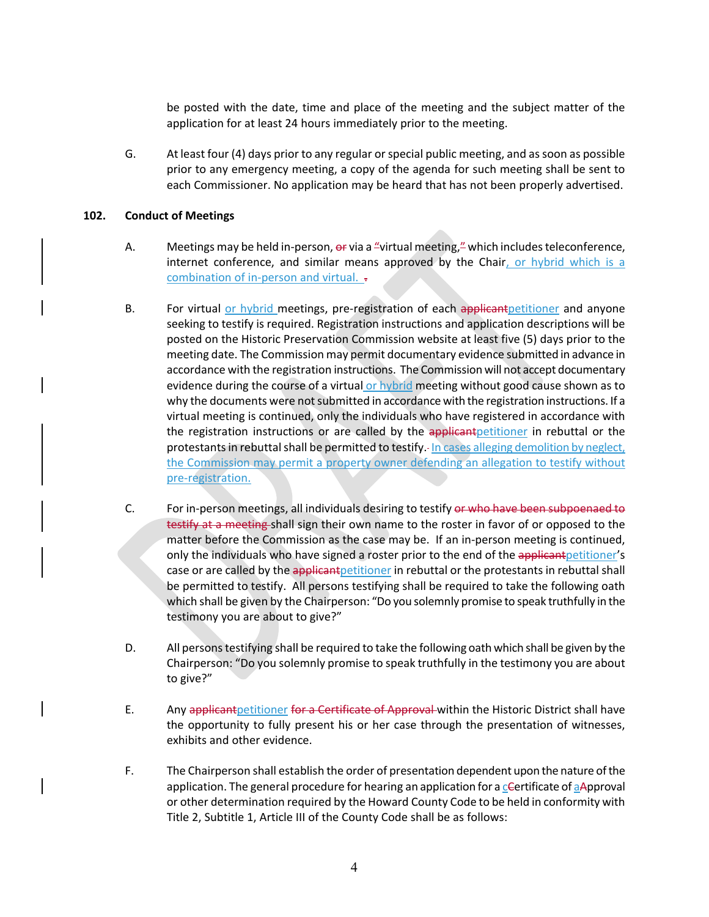be posted with the date, time and place of the meeting and the subject matter of the application for at least 24 hours immediately prior to the meeting.

G. At least four (4) days prior to any regular or special public meeting, and as soon as possible prior to any emergency meeting, a copy of the agenda for such meeting shall be sent to each Commissioner. No application may be heard that has not been properly advertised.

**102. Conduct of Meetings**

A. Meetings may be held in-person, ~~or~~ via a ~~"~~virtual meeting,~~"~~ which includes teleconference, internet conference, and similar means approved by the Chair, or hybrid which is a combination of in-person and virtual. ~~.~~

B. For virtual or hybrid meetings, pre-registration of each ~~applicant~~petitioner and anyone seeking to testify is required. Registration instructions and application descriptions will be posted on the Historic Preservation Commission website at least five (5) days prior to the meeting date. The Commission may permit documentary evidence submitted in advance in accordance with the registration instructions. The Commission will not accept documentary evidence during the course of a virtual or hybrid meeting without good cause shown as to why the documents were not submitted in accordance with the registration instructions. If a virtual meeting is continued, only the individuals who have registered in accordance with the registration instructions or are called by the ~~applicant~~petitioner in rebuttal or the protestants in rebuttal shall be permitted to testify. In cases alleging demolition by neglect, the Commission may permit a property owner defending an allegation to testify without pre-registration.

C. For in-person meetings, all individuals desiring to testify ~~or who have been subpoenaed to testify at a meeting~~ shall sign their own name to the roster in favor of or opposed to the matter before the Commission as the case may be. If an in-person meeting is continued, only the individuals who have signed a roster prior to the end of the ~~applicant~~petitioner's case or are called by the ~~applicant~~petitioner in rebuttal or the protestants in rebuttal shall be permitted to testify. All persons testifying shall be required to take the following oath which shall be given by the Chairperson: "Do you solemnly promise to speak truthfully in the testimony you are about to give?"

D. All persons testifying shall be required to take the following oath which shall be given by the Chairperson: "Do you solemnly promise to speak truthfully in the testimony you are about to give?"

E. Any ~~applicant~~petitioner ~~for a Certificate of Approval~~ within the Historic District shall have the opportunity to fully present his or her case through the presentation of witnesses, exhibits and other evidence.

F. The Chairperson shall establish the order of presentation dependent upon the nature of the application. The general procedure for hearing an application for a c~~C~~ertificate of a~~A~~pproval or other determination required by the Howard County Code to be held in conformity with Title 2, Subtitle 1, Article III of the County Code shall be as follows: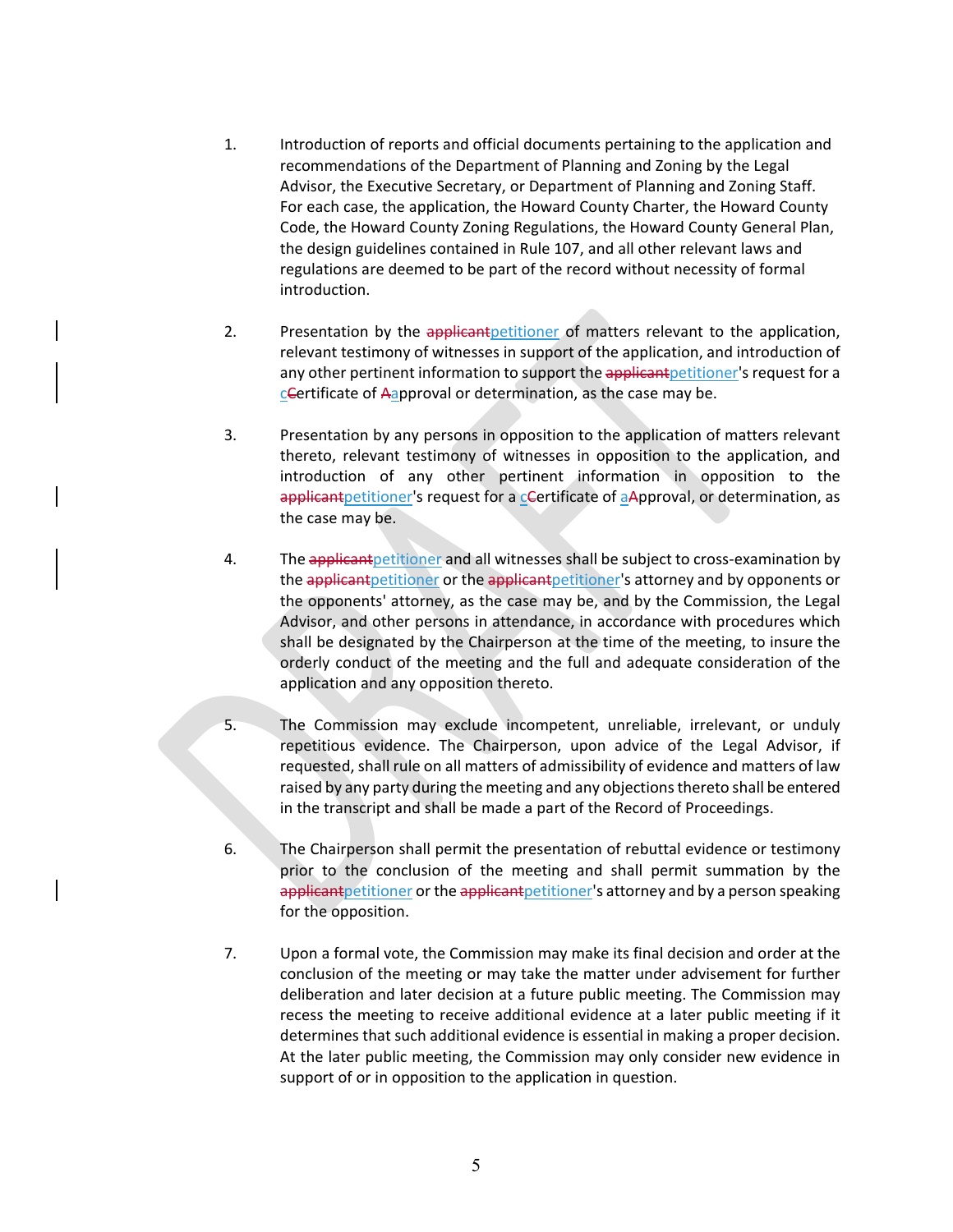1. Introduction of reports and official documents pertaining to the application and recommendations of the Department of Planning and Zoning by the Legal Advisor, the Executive Secretary, or Department of Planning and Zoning Staff. For each case, the application, the Howard County Charter, the Howard County Code, the Howard County Zoning Regulations, the Howard County General Plan, the design guidelines contained in Rule 107, and all other relevant laws and regulations are deemed to be part of the record without necessity of formal introduction.

2. Presentation by the ~~applicant~~petitioner of matters relevant to the application, relevant testimony of witnesses in support of the application, and introduction of any other pertinent information to support the ~~applicant~~petitioner's request for a c~~C~~ertificate of ~~A~~approval or determination, as the case may be.

3. Presentation by any persons in opposition to the application of matters relevant thereto, relevant testimony of witnesses in opposition to the application, and introduction of any other pertinent information in opposition to the ~~applicant~~petitioner's request for a c~~C~~ertificate of a~~A~~pproval, or determination, as the case may be.

4. The ~~applicant~~petitioner and all witnesses shall be subject to cross-examination by the ~~applicant~~petitioner or the ~~applicant~~petitioner's attorney and by opponents or the opponents' attorney, as the case may be, and by the Commission, the Legal Advisor, and other persons in attendance, in accordance with procedures which shall be designated by the Chairperson at the time of the meeting, to insure the orderly conduct of the meeting and the full and adequate consideration of the application and any opposition thereto.

5. The Commission may exclude incompetent, unreliable, irrelevant, or unduly repetitious evidence. The Chairperson, upon advice of the Legal Advisor, if requested, shall rule on all matters of admissibility of evidence and matters of law raised by any party during the meeting and any objections thereto shall be entered in the transcript and shall be made a part of the Record of Proceedings.

6. The Chairperson shall permit the presentation of rebuttal evidence or testimony prior to the conclusion of the meeting and shall permit summation by the ~~applicant~~petitioner or the ~~applicant~~petitioner's attorney and by a person speaking for the opposition.

7. Upon a formal vote, the Commission may make its final decision and order at the conclusion of the meeting or may take the matter under advisement for further deliberation and later decision at a future public meeting. The Commission may recess the meeting to receive additional evidence at a later public meeting if it determines that such additional evidence is essential in making a proper decision. At the later public meeting, the Commission may only consider new evidence in support of or in opposition to the application in question.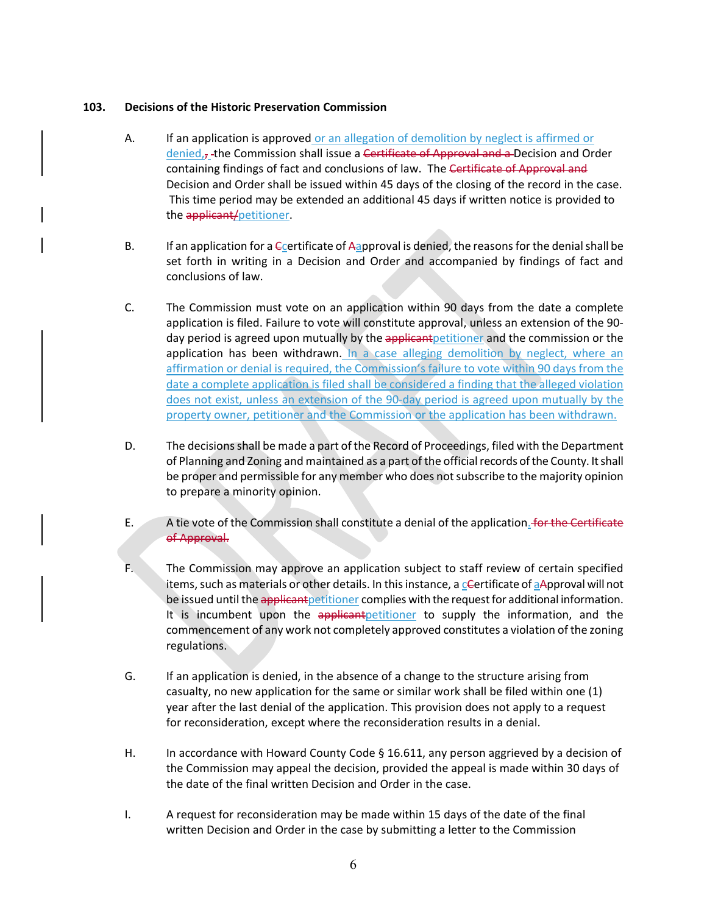**103. Decisions of the Historic Preservation Commission**

A. If an application is approved or an allegation of demolition by neglect is affirmed or denied, ~~,~~ the Commission shall issue a ~~Certificate of Approval and a~~ Decision and Order containing findings of fact and conclusions of law. The ~~Certificate of Approval and~~ Decision and Order shall be issued within 45 days of the closing of the record in the case. This time period may be extended an additional 45 days if written notice is provided to the ~~applicant/~~petitioner.

B. If an application for a ~~C~~certificate of ~~A~~approval is denied, the reasons for the denial shall be set forth in writing in a Decision and Order and accompanied by findings of fact and conclusions of law.

C. The Commission must vote on an application within 90 days from the date a complete application is filed. Failure to vote will constitute approval, unless an extension of the 90-day period is agreed upon mutually by the ~~applicant~~petitioner and the commission or the application has been withdrawn. In a case alleging demolition by neglect, where an affirmation or denial is required, the Commission's failure to vote within 90 days from the date a complete application is filed shall be considered a finding that the alleged violation does not exist, unless an extension of the 90-day period is agreed upon mutually by the property owner, petitioner and the Commission or the application has been withdrawn.

D. The decisions shall be made a part of the Record of Proceedings, filed with the Department of Planning and Zoning and maintained as a part of the official records of the County. It shall be proper and permissible for any member who does not subscribe to the majority opinion to prepare a minority opinion.

E. A tie vote of the Commission shall constitute a denial of the application. ~~for the Certificate of Approval.~~

F. The Commission may approve an application subject to staff review of certain specified items, such as materials or other details. In this instance, a c~~C~~ertificate of a~~A~~pproval will not be issued until the ~~applicant~~petitioner complies with the request for additional information. It is incumbent upon the ~~applicant~~petitioner to supply the information, and the commencement of any work not completely approved constitutes a violation of the zoning regulations.

G. If an application is denied, in the absence of a change to the structure arising from casualty, no new application for the same or similar work shall be filed within one (1) year after the last denial of the application. This provision does not apply to a request for reconsideration, except where the reconsideration results in a denial.

H. In accordance with Howard County Code § 16.611, any person aggrieved by a decision of the Commission may appeal the decision, provided the appeal is made within 30 days of the date of the final written Decision and Order in the case.

I. A request for reconsideration may be made within 15 days of the date of the final written Decision and Order in the case by submitting a letter to the Commission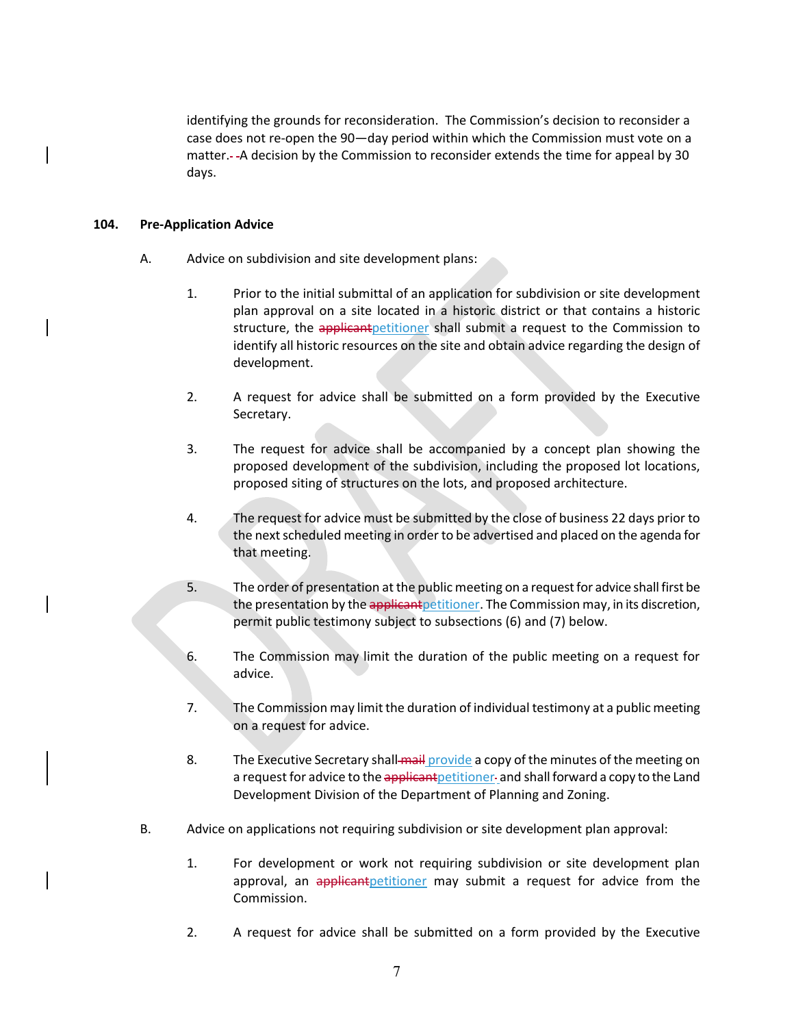identifying the grounds for reconsideration. The Commission's decision to reconsider a case does not re-open the 90—day period within which the Commission must vote on a matter. A decision by the Commission to reconsider extends the time for appeal by 30 days.

**104. Pre-Application Advice**

A. Advice on subdivision and site development plans:

1. Prior to the initial submittal of an application for subdivision or site development plan approval on a site located in a historic district or that contains a historic structure, the ~~applicant~~petitioner shall submit a request to the Commission to identify all historic resources on the site and obtain advice regarding the design of development.

2. A request for advice shall be submitted on a form provided by the Executive Secretary.

3. The request for advice shall be accompanied by a concept plan showing the proposed development of the subdivision, including the proposed lot locations, proposed siting of structures on the lots, and proposed architecture.

4. The request for advice must be submitted by the close of business 22 days prior to the next scheduled meeting in order to be advertised and placed on the agenda for that meeting.

5. The order of presentation at the public meeting on a request for advice shall first be the presentation by the ~~applicant~~petitioner. The Commission may, in its discretion, permit public testimony subject to subsections (6) and (7) below.

6. The Commission may limit the duration of the public meeting on a request for advice.

7. The Commission may limit the duration of individual testimony at a public meeting on a request for advice.

8. The Executive Secretary shall ~~mail~~ provide a copy of the minutes of the meeting on a request for advice to the ~~applicant~~petitioner~~.~~ and shall forward a copy to the Land Development Division of the Department of Planning and Zoning.

B. Advice on applications not requiring subdivision or site development plan approval:

1. For development or work not requiring subdivision or site development plan approval, an ~~applicant~~petitioner may submit a request for advice from the Commission.

2. A request for advice shall be submitted on a form provided by the Executive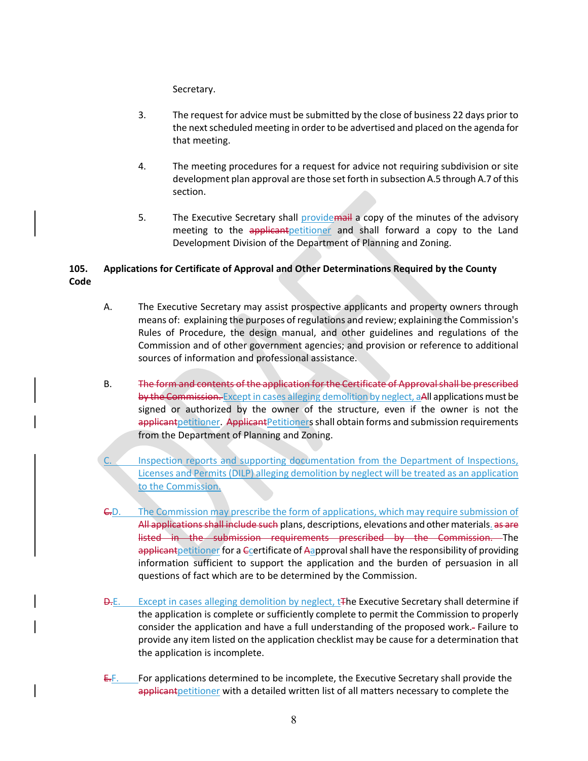Secretary.

3. The request for advice must be submitted by the close of business 22 days prior to the next scheduled meeting in order to be advertised and placed on the agenda for that meeting.

4. The meeting procedures for a request for advice not requiring subdivision or site development plan approval are those set forth in subsection A.5 through A.7 of this section.

5. The Executive Secretary shall ~~mail~~ provide a copy of the minutes of the advisory meeting to the ~~applicant~~ petitioner and shall forward a copy to the Land Development Division of the Department of Planning and Zoning.

**105. Applications for Certificate of Approval and Other Determinations Required by the County Code**

A. The Executive Secretary may assist prospective applicants and property owners through means of: explaining the purposes of regulations and review; explaining the Commission's Rules of Procedure, the design manual, and other guidelines and regulations of the Commission and of other government agencies; and provision or reference to additional sources of information and professional assistance.

B. ~~The form and contents of the application for the Certificate of Approval shall be prescribed by the Commission.~~ Except in cases alleging demolition by neglect, ~~A~~all applications must be signed or authorized by the owner of the structure, even if the owner is not the ~~applicant~~ petitioner. ~~Applicant~~ Petitioners shall obtain forms and submission requirements from the Department of Planning and Zoning.

C. Inspection reports and supporting documentation from the Department of Inspections, Licenses and Permits (DILP) alleging demolition by neglect will be treated as an application to the Commission.

~~C.~~ D. The Commission may prescribe the form of applications, which may require submission of ~~All applications shall include such~~ plans, descriptions, elevations and other materials. ~~as are listed in the submission requirements prescribed by the Commission.~~ The ~~applicant~~ petitioner for a ~~C~~certificate of ~~A~~approval shall have the responsibility of providing information sufficient to support the application and the burden of persuasion in all questions of fact which are to be determined by the Commission.

~~D.~~ E. Except in cases alleging demolition by neglect, ~~T~~the Executive Secretary shall determine if the application is complete or sufficiently complete to permit the Commission to properly consider the application and have a full understanding of the proposed work. Failure to provide any item listed on the application checklist may be cause for a determination that the application is incomplete.

~~E.~~ F. For applications determined to be incomplete, the Executive Secretary shall provide the ~~applicant~~ petitioner with a detailed written list of all matters necessary to complete the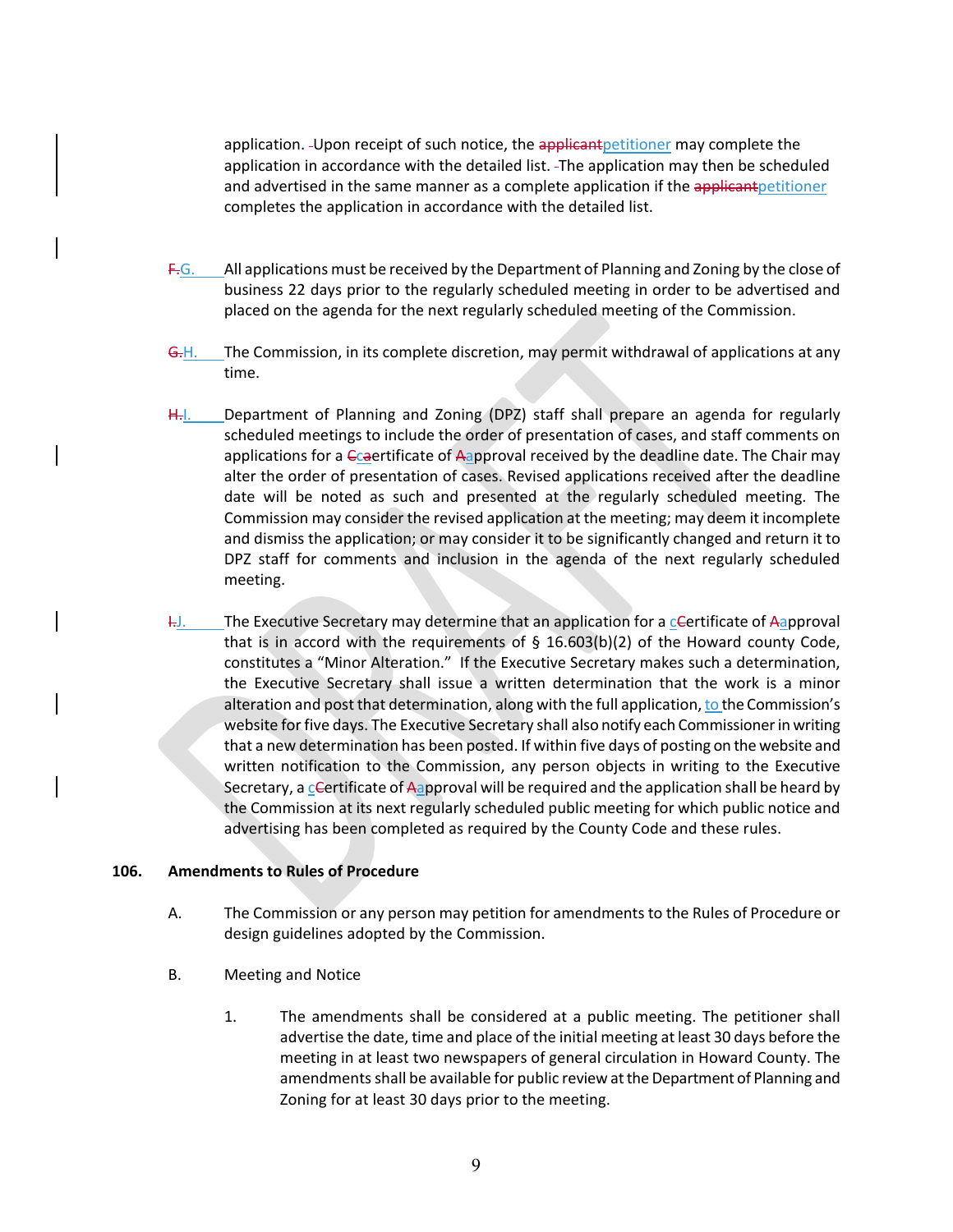application. Upon receipt of such notice, the ~~applicant~~petitioner may complete the application in accordance with the detailed list. The application may then be scheduled and advertised in the same manner as a complete application if the ~~applicant~~petitioner completes the application in accordance with the detailed list.

~~F.~~G. All applications must be received by the Department of Planning and Zoning by the close of business 22 days prior to the regularly scheduled meeting in order to be advertised and placed on the agenda for the next regularly scheduled meeting of the Commission.

~~G.~~H. The Commission, in its complete discretion, may permit withdrawal of applications at any time.

~~H.~~I. Department of Planning and Zoning (DPZ) staff shall prepare an agenda for regularly scheduled meetings to include the order of presentation of cases, and staff comments on applications for a ~~C~~certificate of ~~A~~approval received by the deadline date. The Chair may alter the order of presentation of cases. Revised applications received after the deadline date will be noted as such and presented at the regularly scheduled meeting. The Commission may consider the revised application at the meeting; may deem it incomplete and dismiss the application; or may consider it to be significantly changed and return it to DPZ staff for comments and inclusion in the agenda of the next regularly scheduled meeting.

~~I.~~J. The Executive Secretary may determine that an application for a c~~C~~ertificate of ~~A~~approval that is in accord with the requirements of § 16.603(b)(2) of the Howard county Code, constitutes a "Minor Alteration." If the Executive Secretary makes such a determination, the Executive Secretary shall issue a written determination that the work is a minor alteration and post that determination, along with the full application, to the Commission's website for five days. The Executive Secretary shall also notify each Commissioner in writing that a new determination has been posted. If within five days of posting on the website and written notification to the Commission, any person objects in writing to the Executive Secretary, a c~~C~~ertificate of ~~A~~approval will be required and the application shall be heard by the Commission at its next regularly scheduled public meeting for which public notice and advertising has been completed as required by the County Code and these rules.

**106. Amendments to Rules of Procedure**

A. The Commission or any person may petition for amendments to the Rules of Procedure or design guidelines adopted by the Commission.

B. Meeting and Notice

1. The amendments shall be considered at a public meeting. The petitioner shall advertise the date, time and place of the initial meeting at least 30 days before the meeting in at least two newspapers of general circulation in Howard County. The amendments shall be available for public review at the Department of Planning and Zoning for at least 30 days prior to the meeting.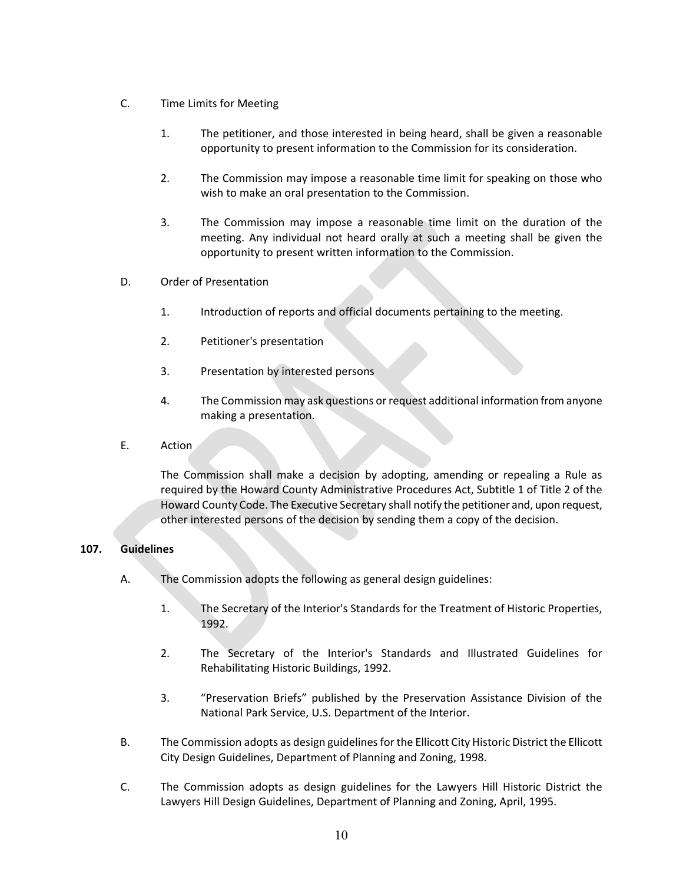C. Time Limits for Meeting

1. The petitioner, and those interested in being heard, shall be given a reasonable opportunity to present information to the Commission for its consideration.

2. The Commission may impose a reasonable time limit for speaking on those who wish to make an oral presentation to the Commission.

3. The Commission may impose a reasonable time limit on the duration of the meeting. Any individual not heard orally at such a meeting shall be given the opportunity to present written information to the Commission.

D. Order of Presentation

1. Introduction of reports and official documents pertaining to the meeting.

2. Petitioner's presentation

3. Presentation by interested persons

4. The Commission may ask questions or request additional information from anyone making a presentation.

E. Action

The Commission shall make a decision by adopting, amending or repealing a Rule as required by the Howard County Administrative Procedures Act, Subtitle 1 of Title 2 of the Howard County Code. The Executive Secretary shall notify the petitioner and, upon request, other interested persons of the decision by sending them a copy of the decision.

**107. Guidelines**

A. The Commission adopts the following as general design guidelines:

1. The Secretary of the Interior's Standards for the Treatment of Historic Properties, 1992.

2. The Secretary of the Interior's Standards and Illustrated Guidelines for Rehabilitating Historic Buildings, 1992.

3. "Preservation Briefs" published by the Preservation Assistance Division of the National Park Service, U.S. Department of the Interior.

B. The Commission adopts as design guidelines for the Ellicott City Historic District the Ellicott City Design Guidelines, Department of Planning and Zoning, 1998.

C. The Commission adopts as design guidelines for the Lawyers Hill Historic District the Lawyers Hill Design Guidelines, Department of Planning and Zoning, April, 1995.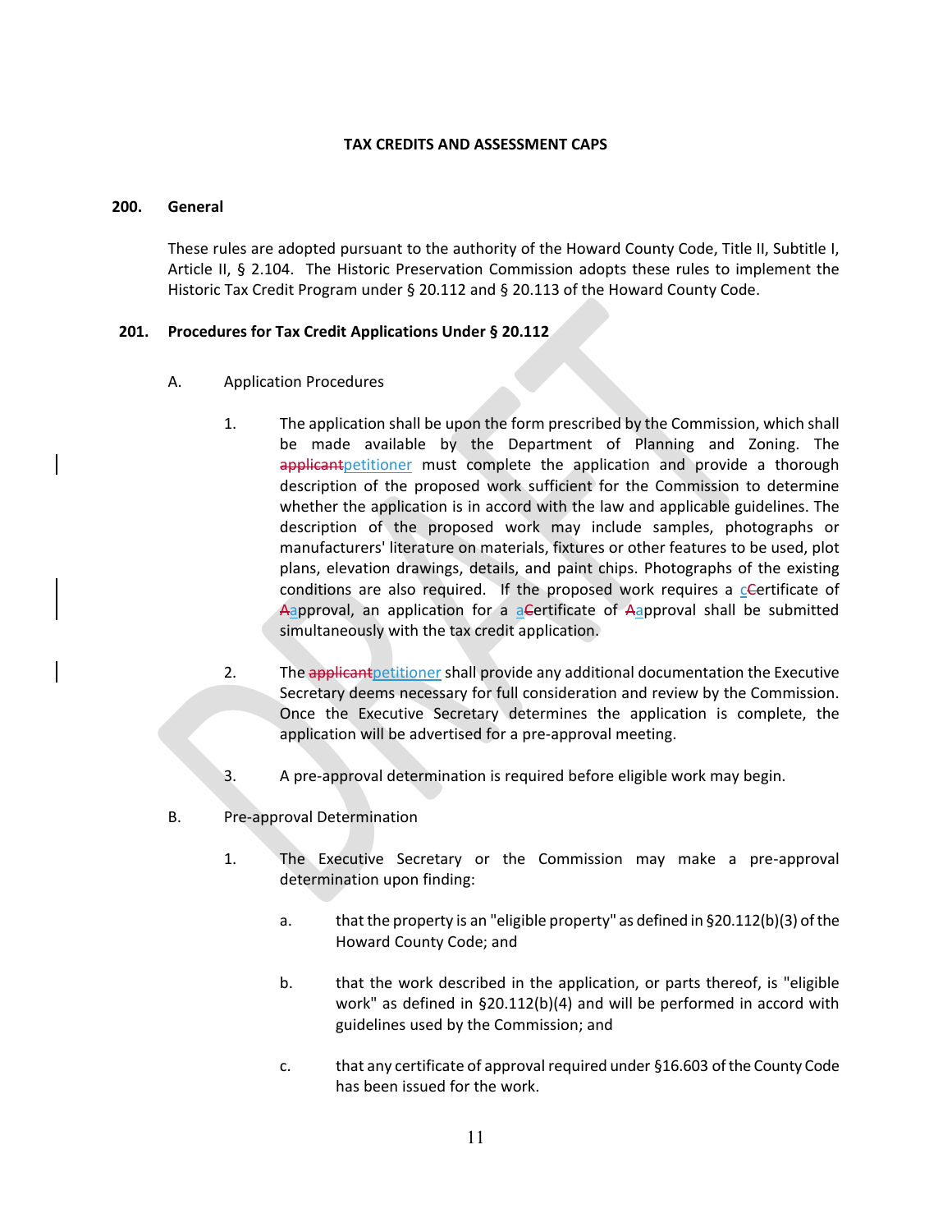## TAX CREDITS AND ASSESSMENT CAPS

### 200. General

These rules are adopted pursuant to the authority of the Howard County Code, Title II, Subtitle I, Article II, § 2.104. The Historic Preservation Commission adopts these rules to implement the Historic Tax Credit Program under § 20.112 and § 20.113 of the Howard County Code.

### 201. Procedures for Tax Credit Applications Under § 20.112

A. Application Procedures

1. The application shall be upon the form prescribed by the Commission, which shall be made available by the Department of Planning and Zoning. The ~~applicant~~petitioner must complete the application and provide a thorough description of the proposed work sufficient for the Commission to determine whether the application is in accord with the law and applicable guidelines. The description of the proposed work may include samples, photographs or manufacturers' literature on materials, fixtures or other features to be used, plot plans, elevation drawings, details, and paint chips. Photographs of the existing conditions are also required. If the proposed work requires a c~~C~~ertificate of ~~A~~approval, an application for a a~~C~~ertificate of ~~A~~approval shall be submitted simultaneously with the tax credit application.

2. The ~~applicant~~petitioner shall provide any additional documentation the Executive Secretary deems necessary for full consideration and review by the Commission. Once the Executive Secretary determines the application is complete, the application will be advertised for a pre-approval meeting.

3. A pre-approval determination is required before eligible work may begin.

B. Pre-approval Determination

1. The Executive Secretary or the Commission may make a pre-approval determination upon finding:

   a. that the property is an "eligible property" as defined in §20.112(b)(3) of the Howard County Code; and

   b. that the work described in the application, or parts thereof, is "eligible work" as defined in §20.112(b)(4) and will be performed in accord with guidelines used by the Commission; and

   c. that any certificate of approval required under §16.603 of the County Code has been issued for the work.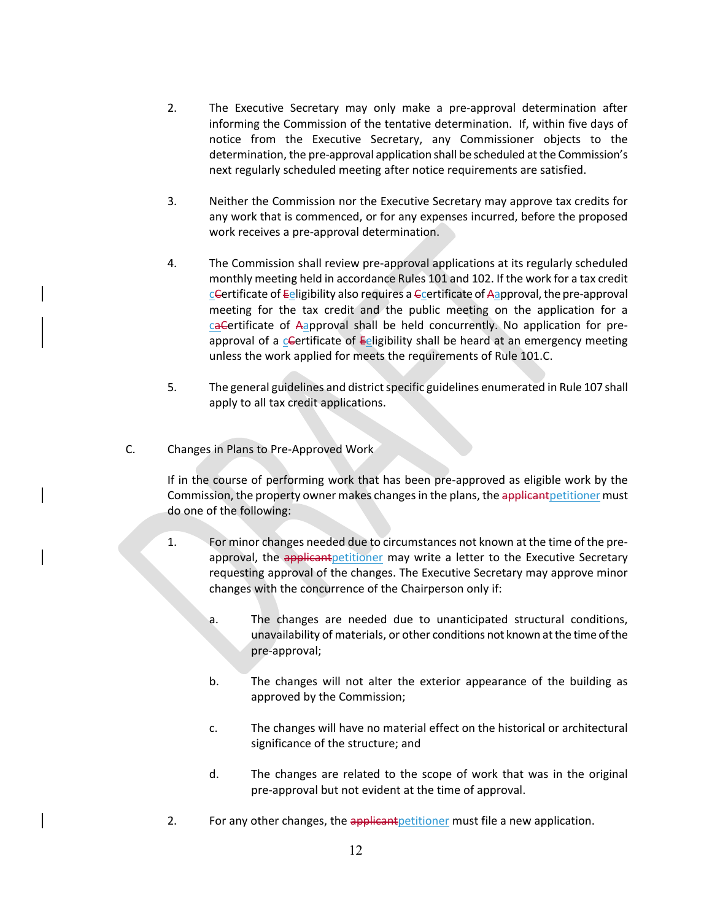2. The Executive Secretary may only make a pre-approval determination after informing the Commission of the tentative determination. If, within five days of notice from the Executive Secretary, any Commissioner objects to the determination, the pre-approval application shall be scheduled at the Commission's next regularly scheduled meeting after notice requirements are satisfied.

3. Neither the Commission nor the Executive Secretary may approve tax credits for any work that is commenced, or for any expenses incurred, before the proposed work receives a pre-approval determination.

4. The Commission shall review pre-approval applications at its regularly scheduled monthly meeting held in accordance Rules 101 and 102. If the work for a tax credit c~~C~~ertificate of ~~E~~eligibility also requires a ~~C~~certificate of ~~A~~approval, the pre-approval meeting for the tax credit and the public meeting on the application for a ca~~C~~ertificate of ~~A~~approval shall be held concurrently. No application for pre-approval of a c~~C~~ertificate of ~~E~~eligibility shall be heard at an emergency meeting unless the work applied for meets the requirements of Rule 101.C.

5. The general guidelines and district specific guidelines enumerated in Rule 107 shall apply to all tax credit applications.

C. Changes in Plans to Pre-Approved Work

If in the course of performing work that has been pre-approved as eligible work by the Commission, the property owner makes changes in the plans, the ~~applicant~~petitioner must do one of the following:

1. For minor changes needed due to circumstances not known at the time of the pre-approval, the ~~applicant~~petitioner may write a letter to the Executive Secretary requesting approval of the changes. The Executive Secretary may approve minor changes with the concurrence of the Chairperson only if:

   a. The changes are needed due to unanticipated structural conditions, unavailability of materials, or other conditions not known at the time of the pre-approval;

   b. The changes will not alter the exterior appearance of the building as approved by the Commission;

   c. The changes will have no material effect on the historical or architectural significance of the structure; and

   d. The changes are related to the scope of work that was in the original pre-approval but not evident at the time of approval.

2. For any other changes, the ~~applicant~~petitioner must file a new application.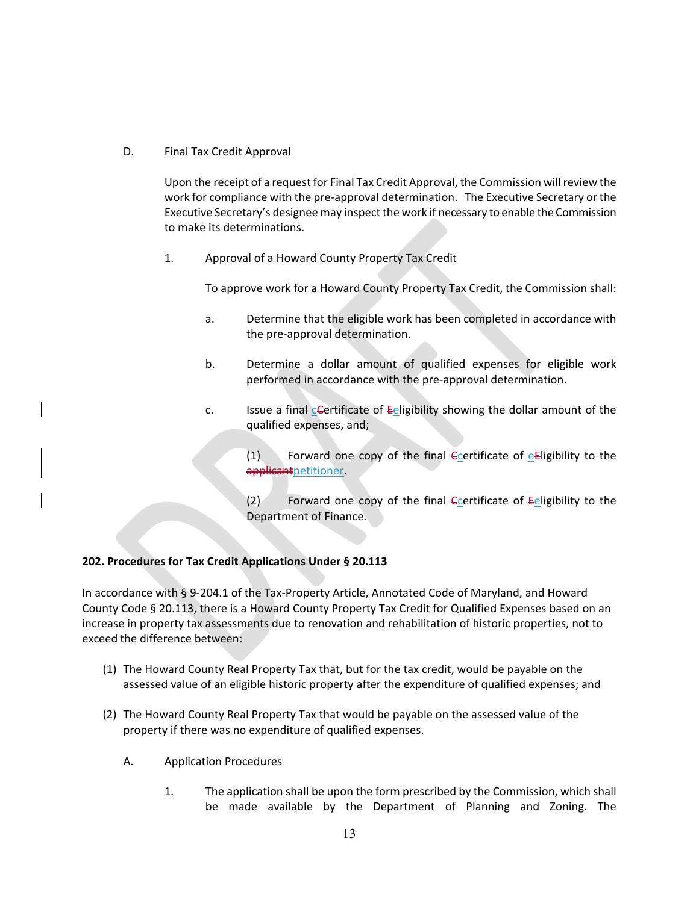D. Final Tax Credit Approval

Upon the receipt of a request for Final Tax Credit Approval, the Commission will review the work for compliance with the pre-approval determination. The Executive Secretary or the Executive Secretary's designee may inspect the work if necessary to enable the Commission to make its determinations.

1. Approval of a Howard County Property Tax Credit

To approve work for a Howard County Property Tax Credit, the Commission shall:

a. Determine that the eligible work has been completed in accordance with the pre-approval determination.

b. Determine a dollar amount of qualified expenses for eligible work performed in accordance with the pre-approval determination.

c. Issue a final ~~C~~certificate of ~~E~~eligibility showing the dollar amount of the qualified expenses, and;

(1) Forward one copy of the final ~~C~~certificate of ~~E~~eligibility to the ~~applicant~~petitioner.

(2) Forward one copy of the final ~~C~~certificate of ~~E~~eligibility to the Department of Finance.

**202. Procedures for Tax Credit Applications Under § 20.113**

In accordance with § 9-204.1 of the Tax-Property Article, Annotated Code of Maryland, and Howard County Code § 20.113, there is a Howard County Property Tax Credit for Qualified Expenses based on an increase in property tax assessments due to renovation and rehabilitation of historic properties, not to exceed the difference between:

(1) The Howard County Real Property Tax that, but for the tax credit, would be payable on the assessed value of an eligible historic property after the expenditure of qualified expenses; and

(2) The Howard County Real Property Tax that would be payable on the assessed value of the property if there was no expenditure of qualified expenses.

A. Application Procedures

1. The application shall be upon the form prescribed by the Commission, which shall be made available by the Department of Planning and Zoning. The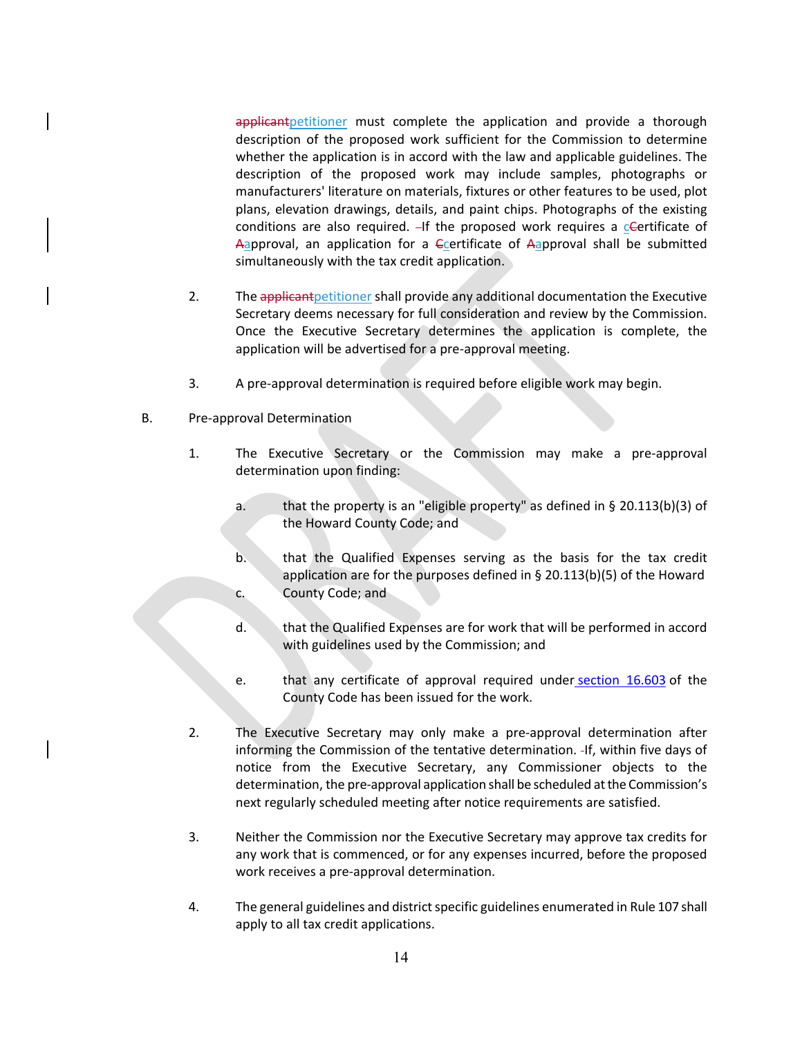applicantpetitioner must complete the application and provide a thorough description of the proposed work sufficient for the Commission to determine whether the application is in accord with the law and applicable guidelines. The description of the proposed work may include samples, photographs or manufacturers' literature on materials, fixtures or other features to be used, plot plans, elevation drawings, details, and paint chips. Photographs of the existing conditions are also required. -If the proposed work requires a cCertificate of Aapproval, an application for a Ccertificate of Aapproval shall be submitted simultaneously with the tax credit application.

2. The applicantpetitioner shall provide any additional documentation the Executive Secretary deems necessary for full consideration and review by the Commission. Once the Executive Secretary determines the application is complete, the application will be advertised for a pre-approval meeting.

3. A pre-approval determination is required before eligible work may begin.

B. Pre-approval Determination

1. The Executive Secretary or the Commission may make a pre-approval determination upon finding:

   a. that the property is an "eligible property" as defined in § 20.113(b)(3) of the Howard County Code; and

   b. that the Qualified Expenses serving as the basis for the tax credit application are for the purposes defined in § 20.113(b)(5) of the Howard

   c. County Code; and

   d. that the Qualified Expenses are for work that will be performed in accord with guidelines used by the Commission; and

   e. that any certificate of approval required under section 16.603 of the County Code has been issued for the work.

2. The Executive Secretary may only make a pre-approval determination after informing the Commission of the tentative determination. -If, within five days of notice from the Executive Secretary, any Commissioner objects to the determination, the pre-approval application shall be scheduled at the Commission's next regularly scheduled meeting after notice requirements are satisfied.

3. Neither the Commission nor the Executive Secretary may approve tax credits for any work that is commenced, or for any expenses incurred, before the proposed work receives a pre-approval determination.

4. The general guidelines and district specific guidelines enumerated in Rule 107 shall apply to all tax credit applications.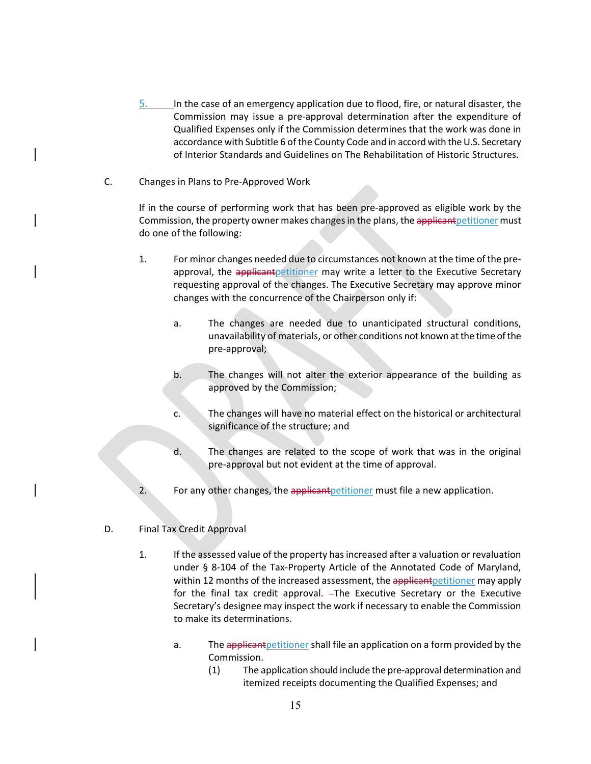5. In the case of an emergency application due to flood, fire, or natural disaster, the Commission may issue a pre-approval determination after the expenditure of Qualified Expenses only if the Commission determines that the work was done in accordance with Subtitle 6 of the County Code and in accord with the U.S. Secretary of Interior Standards and Guidelines on The Rehabilitation of Historic Structures.

C. Changes in Plans to Pre-Approved Work

If in the course of performing work that has been pre-approved as eligible work by the Commission, the property owner makes changes in the plans, the ~~applicant~~petitioner must do one of the following:

1. For minor changes needed due to circumstances not known at the time of the pre-approval, the ~~applicant~~petitioner may write a letter to the Executive Secretary requesting approval of the changes. The Executive Secretary may approve minor changes with the concurrence of the Chairperson only if:

   a. The changes are needed due to unanticipated structural conditions, unavailability of materials, or other conditions not known at the time of the pre-approval;

   b. The changes will not alter the exterior appearance of the building as approved by the Commission;

   c. The changes will have no material effect on the historical or architectural significance of the structure; and

   d. The changes are related to the scope of work that was in the original pre-approval but not evident at the time of approval.

2. For any other changes, the ~~applicant~~petitioner must file a new application.

D. Final Tax Credit Approval

1. If the assessed value of the property has increased after a valuation or revaluation under § 8-104 of the Tax-Property Article of the Annotated Code of Maryland, within 12 months of the increased assessment, the ~~applicant~~petitioner may apply for the final tax credit approval. ~~-~~The Executive Secretary or the Executive Secretary's designee may inspect the work if necessary to enable the Commission to make its determinations.

   a. The ~~applicant~~petitioner shall file an application on a form provided by the Commission.

      (1) The application should include the pre-approval determination and itemized receipts documenting the Qualified Expenses; and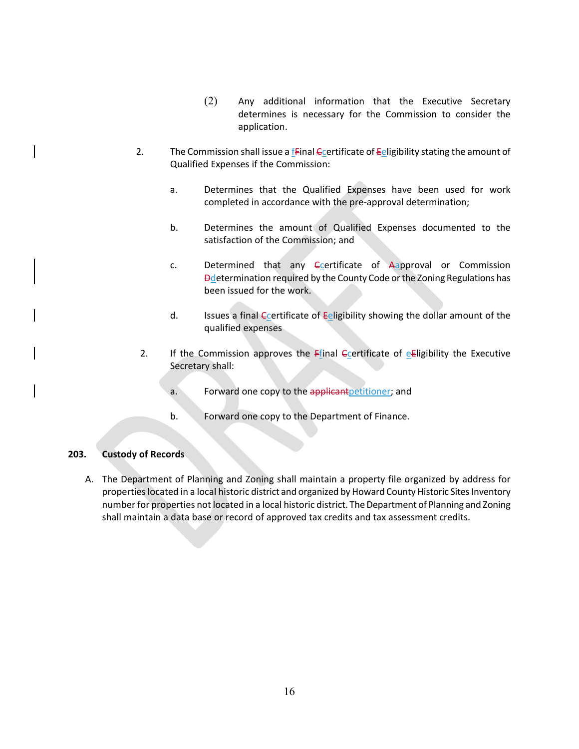(2) Any additional information that the Executive Secretary determines is necessary for the Commission to consider the application.

2. The Commission shall issue a fFinal Ccertificate of Eeligibility stating the amount of Qualified Expenses if the Commission:

   a. Determines that the Qualified Expenses have been used for work completed in accordance with the pre-approval determination;

   b. Determines the amount of Qualified Expenses documented to the satisfaction of the Commission; and

   c. Determined that any Ccertificate of Aapproval or Commission Ddetermination required by the County Code or the Zoning Regulations has been issued for the work.

   d. Issues a final Ccertificate of Eeligibility showing the dollar amount of the qualified expenses

2. If the Commission approves the Ffinal Ccertificate of eEligibility the Executive Secretary shall:

   a. Forward one copy to the applicantpetitioner; and

   b. Forward one copy to the Department of Finance.

**203. Custody of Records**

A. The Department of Planning and Zoning shall maintain a property file organized by address for properties located in a local historic district and organized by Howard County Historic Sites Inventory number for properties not located in a local historic district. The Department of Planning and Zoning shall maintain a data base or record of approved tax credits and tax assessment credits.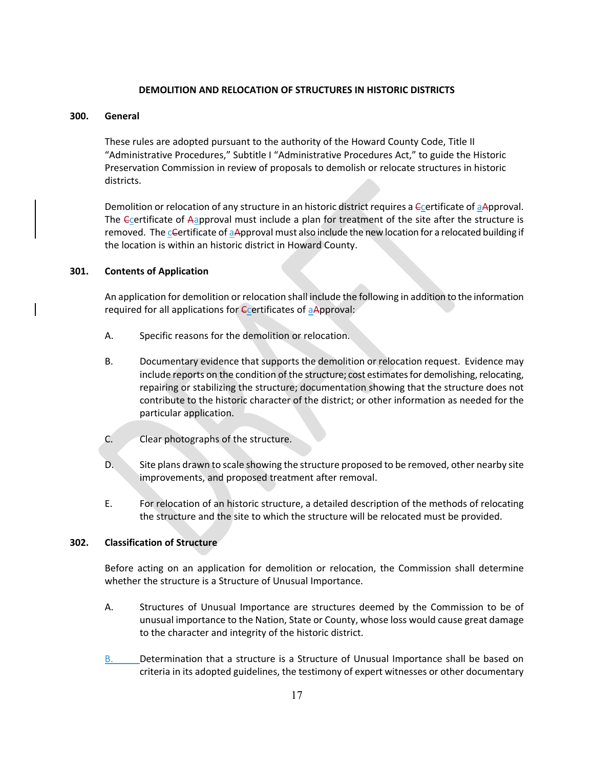**DEMOLITION AND RELOCATION OF STRUCTURES IN HISTORIC DISTRICTS**

**300. General**

These rules are adopted pursuant to the authority of the Howard County Code, Title II "Administrative Procedures," Subtitle I "Administrative Procedures Act," to guide the Historic Preservation Commission in review of proposals to demolish or relocate structures in historic districts.

Demolition or relocation of any structure in an historic district requires a certificate of approval. The certificate of approval must include a plan for treatment of the site after the structure is removed. The certificate of approval must also include the new location for a relocated building if the location is within an historic district in Howard County.

**301. Contents of Application**

An application for demolition or relocation shall include the following in addition to the information required for all applications for certificates of approval:

A. Specific reasons for the demolition or relocation.

B. Documentary evidence that supports the demolition or relocation request. Evidence may include reports on the condition of the structure; cost estimates for demolishing, relocating, repairing or stabilizing the structure; documentation showing that the structure does not contribute to the historic character of the district; or other information as needed for the particular application.

C. Clear photographs of the structure.

D. Site plans drawn to scale showing the structure proposed to be removed, other nearby site improvements, and proposed treatment after removal.

E. For relocation of an historic structure, a detailed description of the methods of relocating the structure and the site to which the structure will be relocated must be provided.

**302. Classification of Structure**

Before acting on an application for demolition or relocation, the Commission shall determine whether the structure is a Structure of Unusual Importance.

A. Structures of Unusual Importance are structures deemed by the Commission to be of unusual importance to the Nation, State or County, whose loss would cause great damage to the character and integrity of the historic district.

B. Determination that a structure is a Structure of Unusual Importance shall be based on criteria in its adopted guidelines, the testimony of expert witnesses or other documentary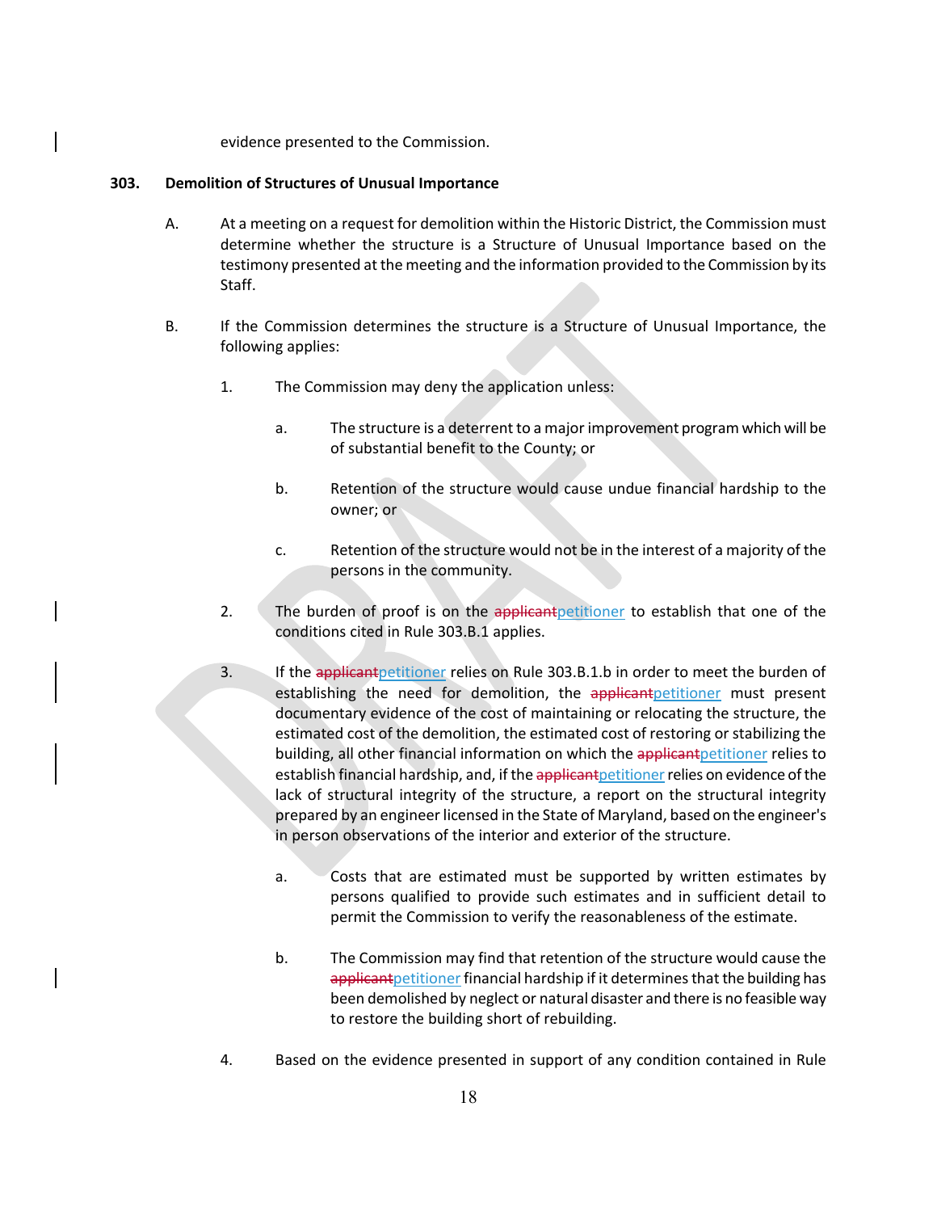evidence presented to the Commission.

**303. Demolition of Structures of Unusual Importance**

A. At a meeting on a request for demolition within the Historic District, the Commission must determine whether the structure is a Structure of Unusual Importance based on the testimony presented at the meeting and the information provided to the Commission by its Staff.

B. If the Commission determines the structure is a Structure of Unusual Importance, the following applies:

1. The Commission may deny the application unless:

    a. The structure is a deterrent to a major improvement program which will be of substantial benefit to the County; or

    b. Retention of the structure would cause undue financial hardship to the owner; or

    c. Retention of the structure would not be in the interest of a majority of the persons in the community.

2. The burden of proof is on the ~~applicant~~petitioner to establish that one of the conditions cited in Rule 303.B.1 applies.

3. If the ~~applicant~~petitioner relies on Rule 303.B.1.b in order to meet the burden of establishing the need for demolition, the ~~applicant~~petitioner must present documentary evidence of the cost of maintaining or relocating the structure, the estimated cost of the demolition, the estimated cost of restoring or stabilizing the building, all other financial information on which the ~~applicant~~petitioner relies to establish financial hardship, and, if the ~~applicant~~petitioner relies on evidence of the lack of structural integrity of the structure, a report on the structural integrity prepared by an engineer licensed in the State of Maryland, based on the engineer's in person observations of the interior and exterior of the structure.

    a. Costs that are estimated must be supported by written estimates by persons qualified to provide such estimates and in sufficient detail to permit the Commission to verify the reasonableness of the estimate.

    b. The Commission may find that retention of the structure would cause the ~~applicant~~petitioner financial hardship if it determines that the building has been demolished by neglect or natural disaster and there is no feasible way to restore the building short of rebuilding.

4. Based on the evidence presented in support of any condition contained in Rule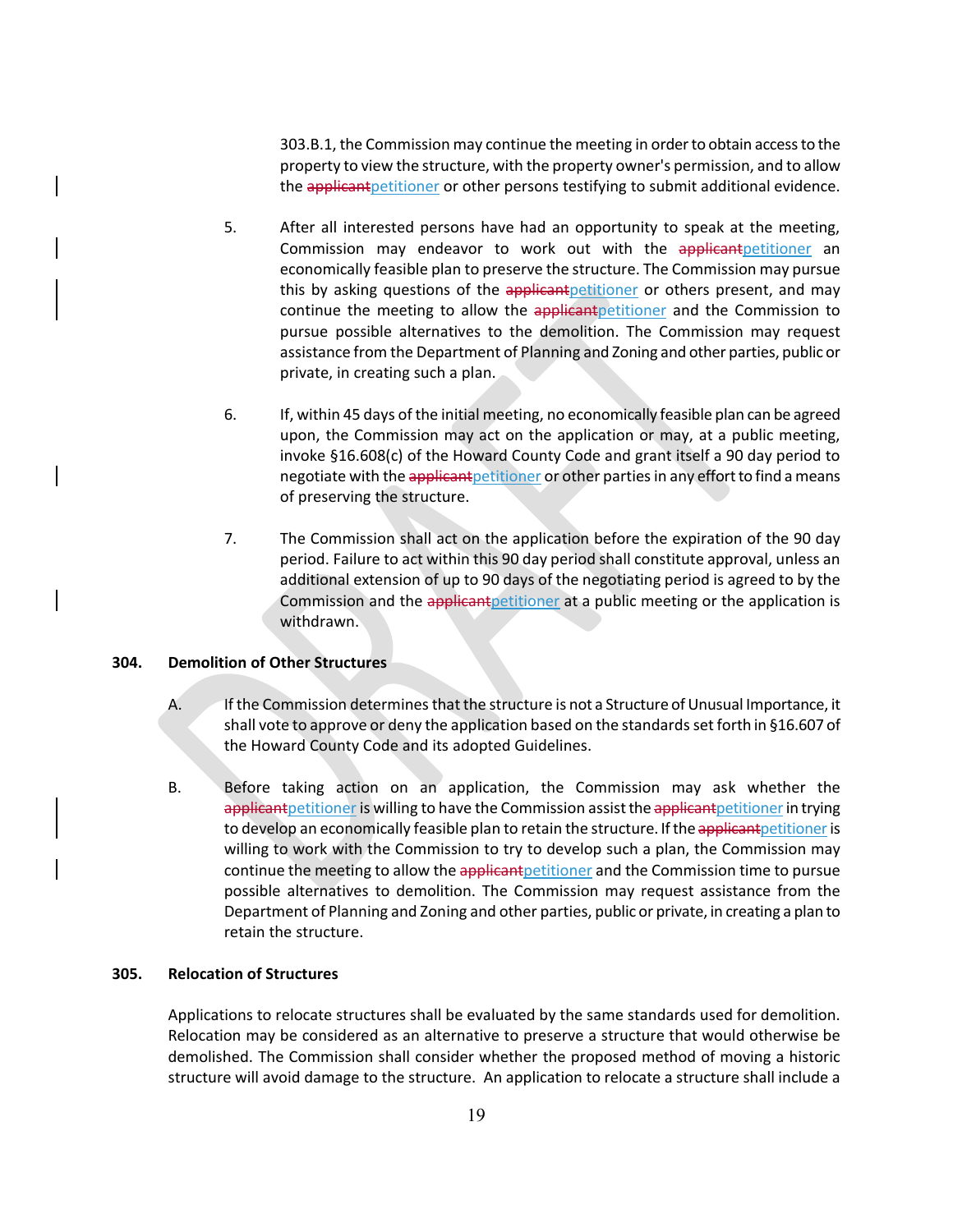303.B.1, the Commission may continue the meeting in order to obtain access to the property to view the structure, with the property owner's permission, and to allow the ~~applicant~~petitioner or other persons testifying to submit additional evidence.

5. After all interested persons have had an opportunity to speak at the meeting, Commission may endeavor to work out with the ~~applicant~~petitioner an economically feasible plan to preserve the structure. The Commission may pursue this by asking questions of the ~~applicant~~petitioner or others present, and may continue the meeting to allow the ~~applicant~~petitioner and the Commission to pursue possible alternatives to the demolition. The Commission may request assistance from the Department of Planning and Zoning and other parties, public or private, in creating such a plan.

6. If, within 45 days of the initial meeting, no economically feasible plan can be agreed upon, the Commission may act on the application or may, at a public meeting, invoke §16.608(c) of the Howard County Code and grant itself a 90 day period to negotiate with the ~~applicant~~petitioner or other parties in any effort to find a means of preserving the structure.

7. The Commission shall act on the application before the expiration of the 90 day period. Failure to act within this 90 day period shall constitute approval, unless an additional extension of up to 90 days of the negotiating period is agreed to by the Commission and the ~~applicant~~petitioner at a public meeting or the application is withdrawn.

## 304. Demolition of Other Structures

A. If the Commission determines that the structure is not a Structure of Unusual Importance, it shall vote to approve or deny the application based on the standards set forth in §16.607 of the Howard County Code and its adopted Guidelines.

B. Before taking action on an application, the Commission may ask whether the ~~applicant~~petitioner is willing to have the Commission assist the ~~applicant~~petitioner in trying to develop an economically feasible plan to retain the structure. If the ~~applicant~~petitioner is willing to work with the Commission to try to develop such a plan, the Commission may continue the meeting to allow the ~~applicant~~petitioner and the Commission time to pursue possible alternatives to demolition. The Commission may request assistance from the Department of Planning and Zoning and other parties, public or private, in creating a plan to retain the structure.

## 305. Relocation of Structures

Applications to relocate structures shall be evaluated by the same standards used for demolition. Relocation may be considered as an alternative to preserve a structure that would otherwise be demolished. The Commission shall consider whether the proposed method of moving a historic structure will avoid damage to the structure. An application to relocate a structure shall include a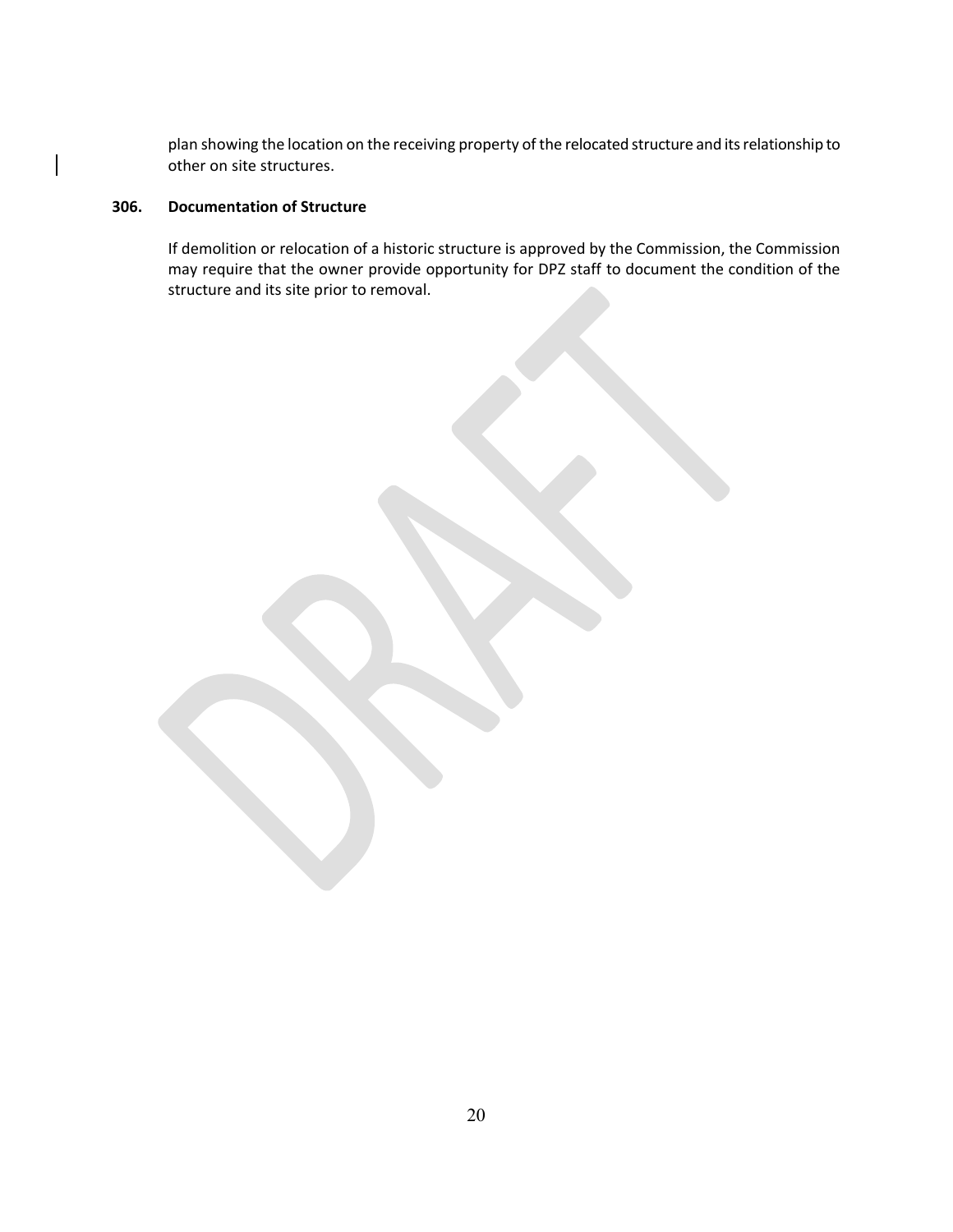plan showing the location on the receiving property of the relocated structure and its relationship to other on site structures.

**306. Documentation of Structure**

If demolition or relocation of a historic structure is approved by the Commission, the Commission may require that the owner provide opportunity for DPZ staff to document the condition of the structure and its site prior to removal.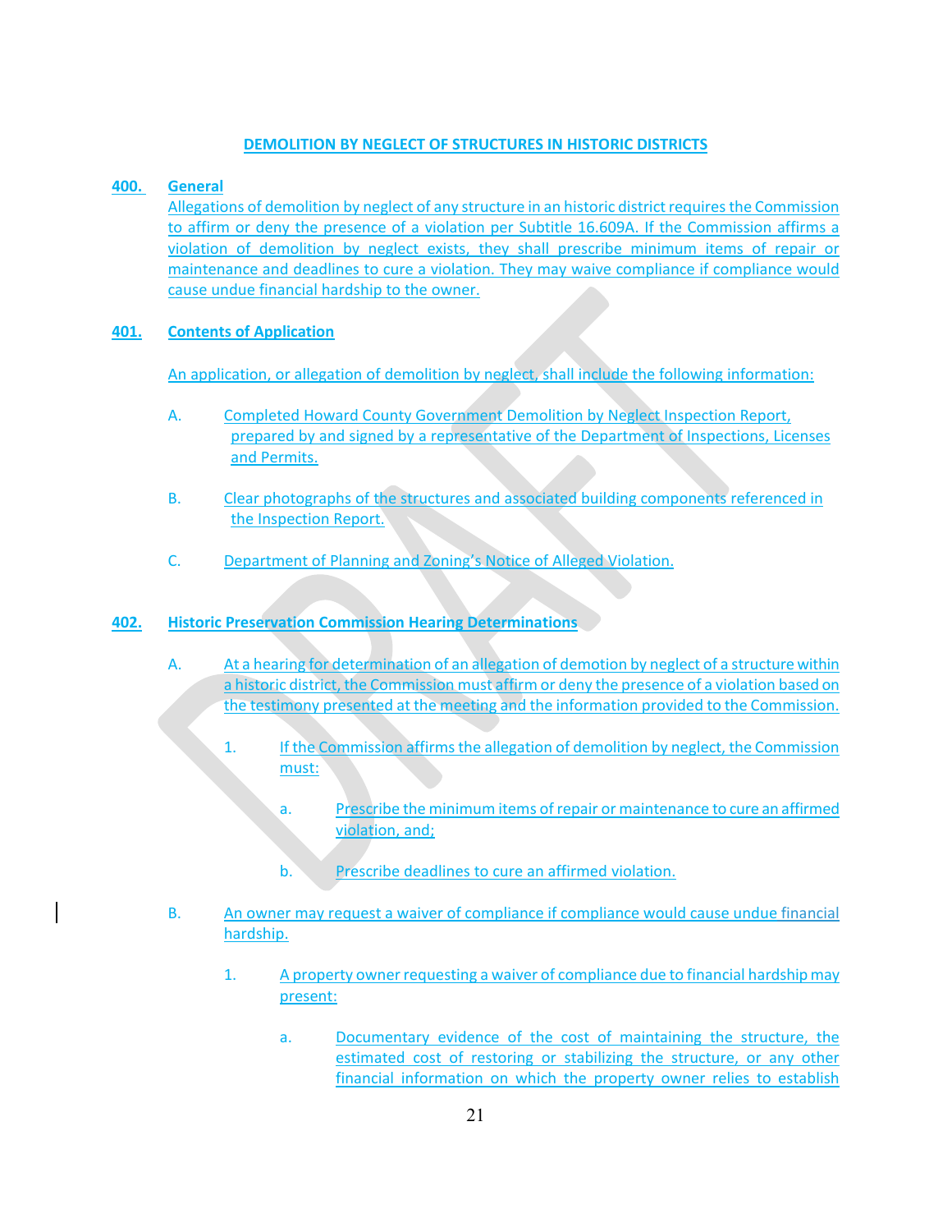## DEMOLITION BY NEGLECT OF STRUCTURES IN HISTORIC DISTRICTS

### 400. General

Allegations of demolition by neglect of any structure in an historic district requires the Commission to affirm or deny the presence of a violation per Subtitle 16.609A. If the Commission affirms a violation of demolition by neglect exists, they shall prescribe minimum items of repair or maintenance and deadlines to cure a violation. They may waive compliance if compliance would cause undue financial hardship to the owner.

### 401. Contents of Application

An application, or allegation of demolition by neglect, shall include the following information:

A. Completed Howard County Government Demolition by Neglect Inspection Report, prepared by and signed by a representative of the Department of Inspections, Licenses and Permits.

B. Clear photographs of the structures and associated building components referenced in the Inspection Report.

C. Department of Planning and Zoning's Notice of Alleged Violation.

### 402. Historic Preservation Commission Hearing Determinations

A. At a hearing for determination of an allegation of demotion by neglect of a structure within a historic district, the Commission must affirm or deny the presence of a violation based on the testimony presented at the meeting and the information provided to the Commission.

1. If the Commission affirms the allegation of demolition by neglect, the Commission must:

   a. Prescribe the minimum items of repair or maintenance to cure an affirmed violation, and;

   b. Prescribe deadlines to cure an affirmed violation.

B. An owner may request a waiver of compliance if compliance would cause undue financial hardship.

1. A property owner requesting a waiver of compliance due to financial hardship may present:

   a. Documentary evidence of the cost of maintaining the structure, the estimated cost of restoring or stabilizing the structure, or any other financial information on which the property owner relies to establish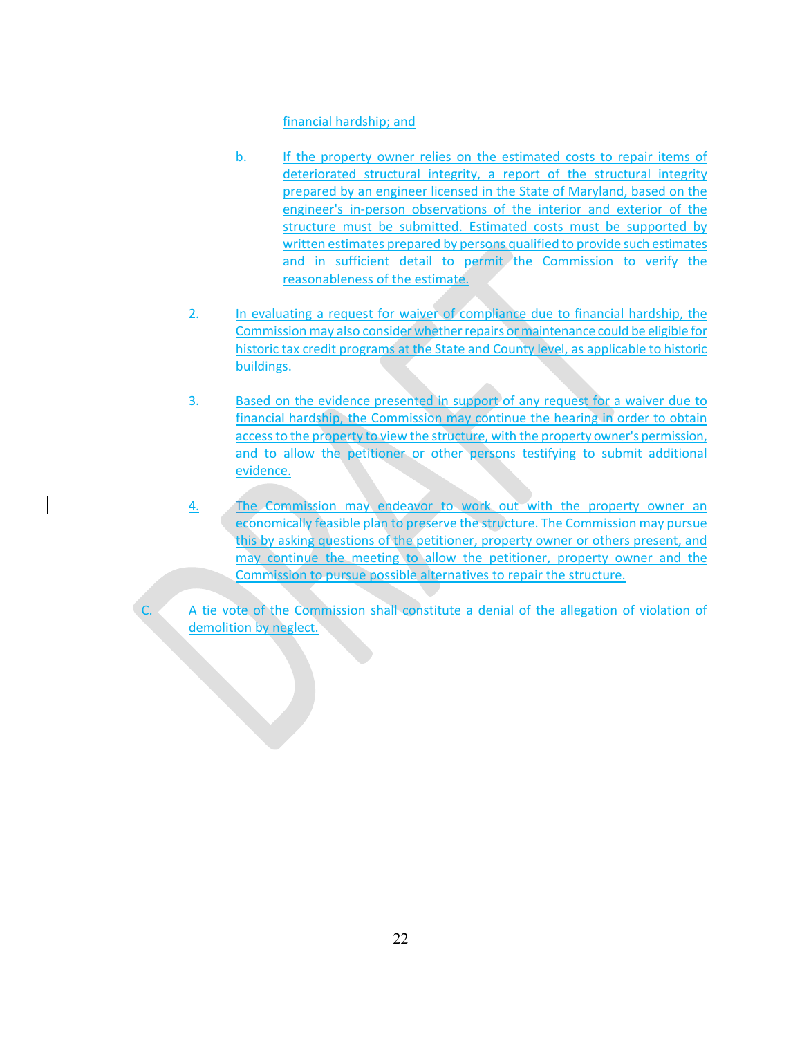financial hardship; and

b. If the property owner relies on the estimated costs to repair items of deteriorated structural integrity, a report of the structural integrity prepared by an engineer licensed in the State of Maryland, based on the engineer's in-person observations of the interior and exterior of the structure must be submitted. Estimated costs must be supported by written estimates prepared by persons qualified to provide such estimates and in sufficient detail to permit the Commission to verify the reasonableness of the estimate.

2. In evaluating a request for waiver of compliance due to financial hardship, the Commission may also consider whether repairs or maintenance could be eligible for historic tax credit programs at the State and County level, as applicable to historic buildings.

3. Based on the evidence presented in support of any request for a waiver due to financial hardship, the Commission may continue the hearing in order to obtain access to the property to view the structure, with the property owner's permission, and to allow the petitioner or other persons testifying to submit additional evidence.

4. The Commission may endeavor to work out with the property owner an economically feasible plan to preserve the structure. The Commission may pursue this by asking questions of the petitioner, property owner or others present, and may continue the meeting to allow the petitioner, property owner and the Commission to pursue possible alternatives to repair the structure.

C. A tie vote of the Commission shall constitute a denial of the allegation of violation of demolition by neglect.